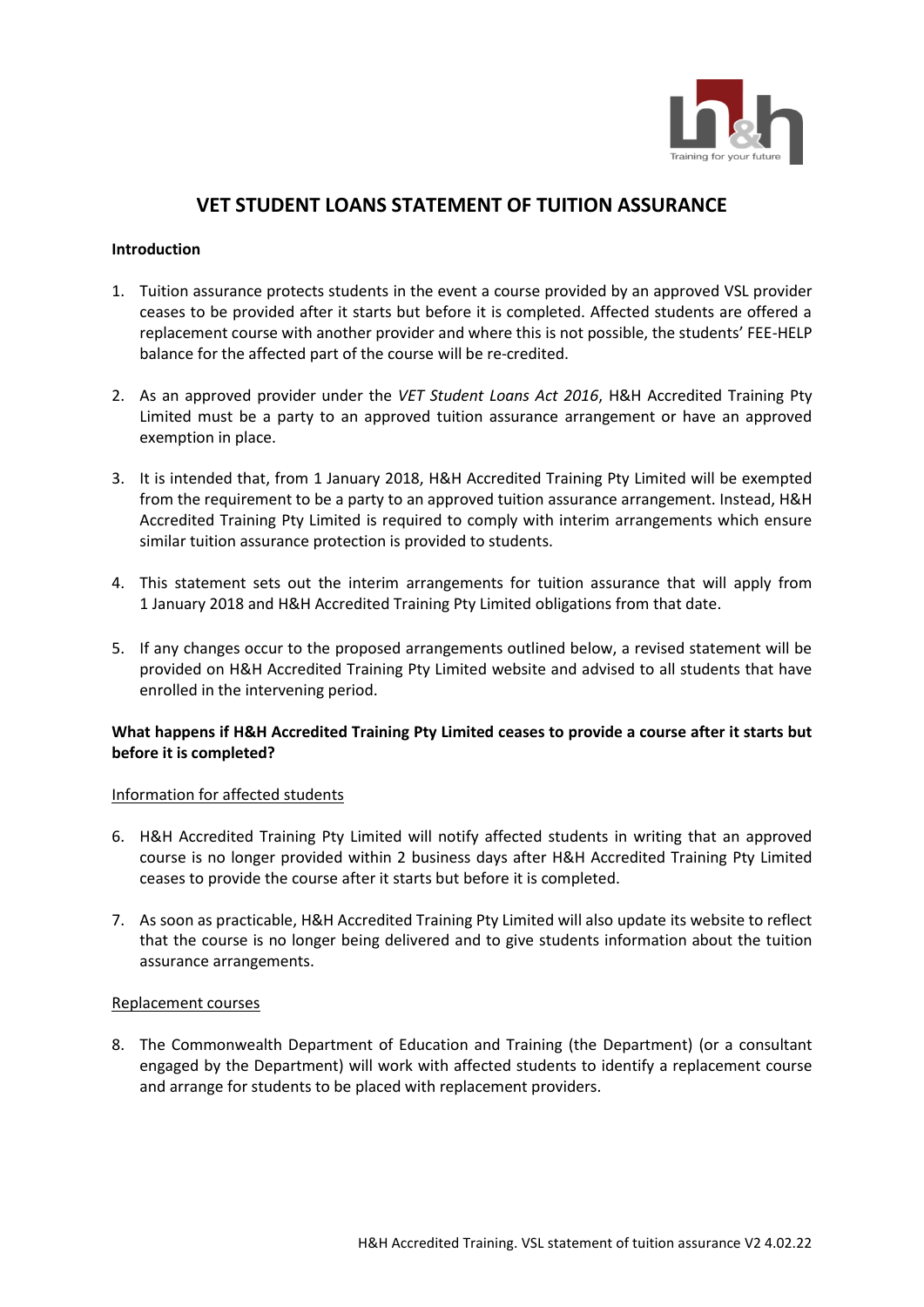# VET STUDENT LOANS STATEMENT OF TUITION ASSURANCE

**Introduction**

1. Tuition assurance protects students in the event a course provided by an approved VSL provider ceases to be provided after it starts but before it is completed. Affected students are offered a replacement course with another provider and where this is not possible, the students' FEE-HELP balance for the affected part of the course will be re-credited.

2. As an approved provider under the *VET Student Loans Act 2016*, H&H Accredited Training Pty Limited must be a party to an approved tuition assurance arrangement or have an approved exemption in place.

3. It is intended that, from 1 January 2018, H&H Accredited Training Pty Limited will be exempted from the requirement to be a party to an approved tuition assurance arrangement. Instead, H&H Accredited Training Pty Limited is required to comply with interim arrangements which ensure similar tuition assurance protection is provided to students.

4. This statement sets out the interim arrangements for tuition assurance that will apply from 1 January 2018 and H&H Accredited Training Pty Limited obligations from that date.

5. If any changes occur to the proposed arrangements outlined below, a revised statement will be provided on H&H Accredited Training Pty Limited website and advised to all students that have enrolled in the intervening period.

**What happens if H&H Accredited Training Pty Limited ceases to provide a course after it starts but before it is completed?**

Information for affected students

6. H&H Accredited Training Pty Limited will notify affected students in writing that an approved course is no longer provided within 2 business days after H&H Accredited Training Pty Limited ceases to provide the course after it starts but before it is completed.

7. As soon as practicable, H&H Accredited Training Pty Limited will also update its website to reflect that the course is no longer being delivered and to give students information about the tuition assurance arrangements.

Replacement courses

8. The Commonwealth Department of Education and Training (the Department) (or a consultant engaged by the Department) will work with affected students to identify a replacement course and arrange for students to be placed with replacement providers.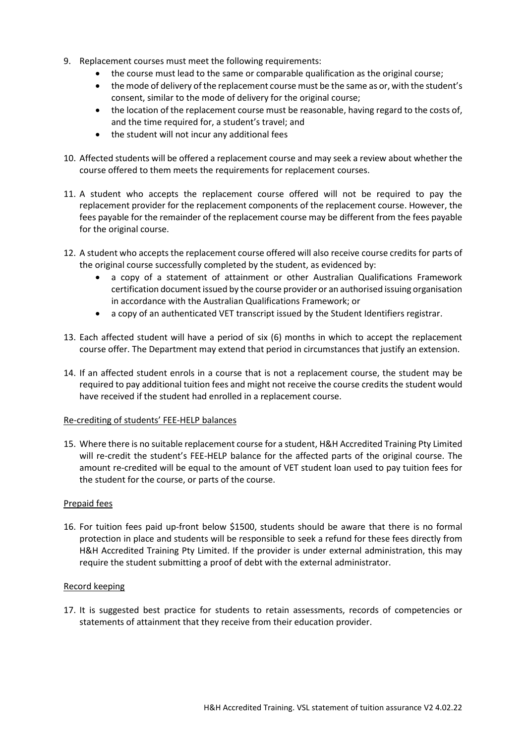9. Replacement courses must meet the following requirements:
   - the course must lead to the same or comparable qualification as the original course;
   - the mode of delivery of the replacement course must be the same as or, with the student's consent, similar to the mode of delivery for the original course;
   - the location of the replacement course must be reasonable, having regard to the costs of, and the time required for, a student's travel; and
   - the student will not incur any additional fees

10. Affected students will be offered a replacement course and may seek a review about whether the course offered to them meets the requirements for replacement courses.

11. A student who accepts the replacement course offered will not be required to pay the replacement provider for the replacement components of the replacement course. However, the fees payable for the remainder of the replacement course may be different from the fees payable for the original course.

12. A student who accepts the replacement course offered will also receive course credits for parts of the original course successfully completed by the student, as evidenced by:
    - a copy of a statement of attainment or other Australian Qualifications Framework certification document issued by the course provider or an authorised issuing organisation in accordance with the Australian Qualifications Framework; or
    - a copy of an authenticated VET transcript issued by the Student Identifiers registrar.

13. Each affected student will have a period of six (6) months in which to accept the replacement course offer. The Department may extend that period in circumstances that justify an extension.

14. If an affected student enrols in a course that is not a replacement course, the student may be required to pay additional tuition fees and might not receive the course credits the student would have received if the student had enrolled in a replacement course.

<u>Re-crediting of students' FEE-HELP balances</u>

15. Where there is no suitable replacement course for a student, H&H Accredited Training Pty Limited will re-credit the student's FEE-HELP balance for the affected parts of the original course. The amount re-credited will be equal to the amount of VET student loan used to pay tuition fees for the student for the course, or parts of the course.

<u>Prepaid fees</u>

16. For tuition fees paid up-front below $1500, students should be aware that there is no formal protection in place and students will be responsible to seek a refund for these fees directly from H&H Accredited Training Pty Limited. If the provider is under external administration, this may require the student submitting a proof of debt with the external administrator.

<u>Record keeping</u>

17. It is suggested best practice for students to retain assessments, records of competencies or statements of attainment that they receive from their education provider.